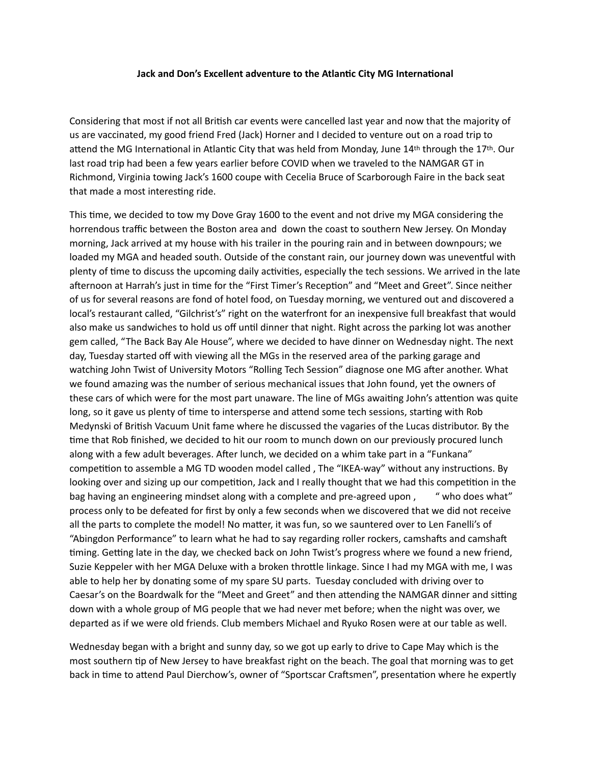**Jack and Don's Excellent adventure to the Atlantic City MG International**

Considering that most if not all British car events were cancelled last year and now that the majority of us are vaccinated, my good friend Fred (Jack) Horner and I decided to venture out on a road trip to attend the MG International in Atlantic City that was held from Monday, June 14th through the 17th. Our last road trip had been a few years earlier before COVID when we traveled to the NAMGAR GT in Richmond, Virginia towing Jack's 1600 coupe with Cecelia Bruce of Scarborough Faire in the back seat that made a most interesting ride.

This time, we decided to tow my Dove Gray 1600 to the event and not drive my MGA considering the horrendous traffic between the Boston area and down the coast to southern New Jersey. On Monday morning, Jack arrived at my house with his trailer in the pouring rain and in between downpours; we loaded my MGA and headed south. Outside of the constant rain, our journey down was uneventful with plenty of time to discuss the upcoming daily activities, especially the tech sessions. We arrived in the late afternoon at Harrah's just in time for the "First Timer's Reception" and "Meet and Greet". Since neither of us for several reasons are fond of hotel food, on Tuesday morning, we ventured out and discovered a local's restaurant called, "Gilchrist's" right on the waterfront for an inexpensive full breakfast that would also make us sandwiches to hold us off until dinner that night. Right across the parking lot was another gem called, "The Back Bay Ale House", where we decided to have dinner on Wednesday night. The next day, Tuesday started off with viewing all the MGs in the reserved area of the parking garage and watching John Twist of University Motors "Rolling Tech Session" diagnose one MG after another. What we found amazing was the number of serious mechanical issues that John found, yet the owners of these cars of which were for the most part unaware. The line of MGs awaiting John's attention was quite long, so it gave us plenty of time to intersperse and attend some tech sessions, starting with Rob Medynski of British Vacuum Unit fame where he discussed the vagaries of the Lucas distributor. By the time that Rob finished, we decided to hit our room to munch down on our previously procured lunch along with a few adult beverages. After lunch, we decided on a whim take part in a "Funkana" competition to assemble a MG TD wooden model called , The "IKEA-way" without any instructions. By looking over and sizing up our competition, Jack and I really thought that we had this competition in the bag having an engineering mindset along with a complete and pre-agreed upon , " who does what" process only to be defeated for first by only a few seconds when we discovered that we did not receive all the parts to complete the model! No matter, it was fun, so we sauntered over to Len Fanelli's of "Abingdon Performance" to learn what he had to say regarding roller rockers, camshafts and camshaft timing. Getting late in the day, we checked back on John Twist's progress where we found a new friend, Suzie Keppeler with her MGA Deluxe with a broken throttle linkage. Since I had my MGA with me, I was able to help her by donating some of my spare SU parts. Tuesday concluded with driving over to Caesar's on the Boardwalk for the "Meet and Greet" and then attending the NAMGAR dinner and sitting down with a whole group of MG people that we had never met before; when the night was over, we departed as if we were old friends. Club members Michael and Ryuko Rosen were at our table as well.

Wednesday began with a bright and sunny day, so we got up early to drive to Cape May which is the most southern tip of New Jersey to have breakfast right on the beach. The goal that morning was to get back in time to attend Paul Dierchow's, owner of "Sportscar Craftsmen", presentation where he expertly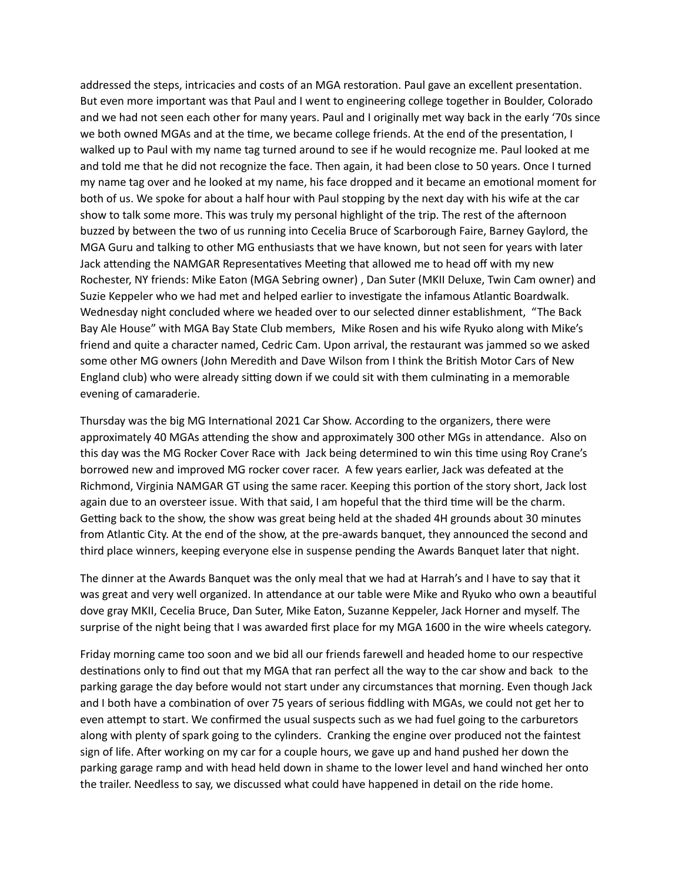addressed the steps, intricacies and costs of an MGA restoration. Paul gave an excellent presentation. But even more important was that Paul and I went to engineering college together in Boulder, Colorado and we had not seen each other for many years. Paul and I originally met way back in the early '70s since we both owned MGAs and at the time, we became college friends. At the end of the presentation, I walked up to Paul with my name tag turned around to see if he would recognize me. Paul looked at me and told me that he did not recognize the face. Then again, it had been close to 50 years. Once I turned my name tag over and he looked at my name, his face dropped and it became an emotional moment for both of us. We spoke for about a half hour with Paul stopping by the next day with his wife at the car show to talk some more. This was truly my personal highlight of the trip. The rest of the afternoon buzzed by between the two of us running into Cecelia Bruce of Scarborough Faire, Barney Gaylord, the MGA Guru and talking to other MG enthusiasts that we have known, but not seen for years with later Jack attending the NAMGAR Representatives Meeting that allowed me to head off with my new Rochester, NY friends: Mike Eaton (MGA Sebring owner) , Dan Suter (MKII Deluxe, Twin Cam owner) and Suzie Keppeler who we had met and helped earlier to investigate the infamous Atlantic Boardwalk. Wednesday night concluded where we headed over to our selected dinner establishment, "The Back Bay Ale House" with MGA Bay State Club members, Mike Rosen and his wife Ryuko along with Mike's friend and quite a character named, Cedric Cam. Upon arrival, the restaurant was jammed so we asked some other MG owners (John Meredith and Dave Wilson from I think the British Motor Cars of New England club) who were already sitting down if we could sit with them culminating in a memorable evening of camaraderie.

Thursday was the big MG International 2021 Car Show. According to the organizers, there were approximately 40 MGAs attending the show and approximately 300 other MGs in attendance. Also on this day was the MG Rocker Cover Race with Jack being determined to win this time using Roy Crane's borrowed new and improved MG rocker cover racer. A few years earlier, Jack was defeated at the Richmond, Virginia NAMGAR GT using the same racer. Keeping this portion of the story short, Jack lost again due to an oversteer issue. With that said, I am hopeful that the third time will be the charm. Getting back to the show, the show was great being held at the shaded 4H grounds about 30 minutes from Atlantic City. At the end of the show, at the pre-awards banquet, they announced the second and third place winners, keeping everyone else in suspense pending the Awards Banquet later that night.

The dinner at the Awards Banquet was the only meal that we had at Harrah's and I have to say that it was great and very well organized. In attendance at our table were Mike and Ryuko who own a beautiful dove gray MKII, Cecelia Bruce, Dan Suter, Mike Eaton, Suzanne Keppeler, Jack Horner and myself. The surprise of the night being that I was awarded first place for my MGA 1600 in the wire wheels category.

Friday morning came too soon and we bid all our friends farewell and headed home to our respective destinations only to find out that my MGA that ran perfect all the way to the car show and back to the parking garage the day before would not start under any circumstances that morning. Even though Jack and I both have a combination of over 75 years of serious fiddling with MGAs, we could not get her to even attempt to start. We confirmed the usual suspects such as we had fuel going to the carburetors along with plenty of spark going to the cylinders. Cranking the engine over produced not the faintest sign of life. After working on my car for a couple hours, we gave up and hand pushed her down the parking garage ramp and with head held down in shame to the lower level and hand winched her onto the trailer. Needless to say, we discussed what could have happened in detail on the ride home.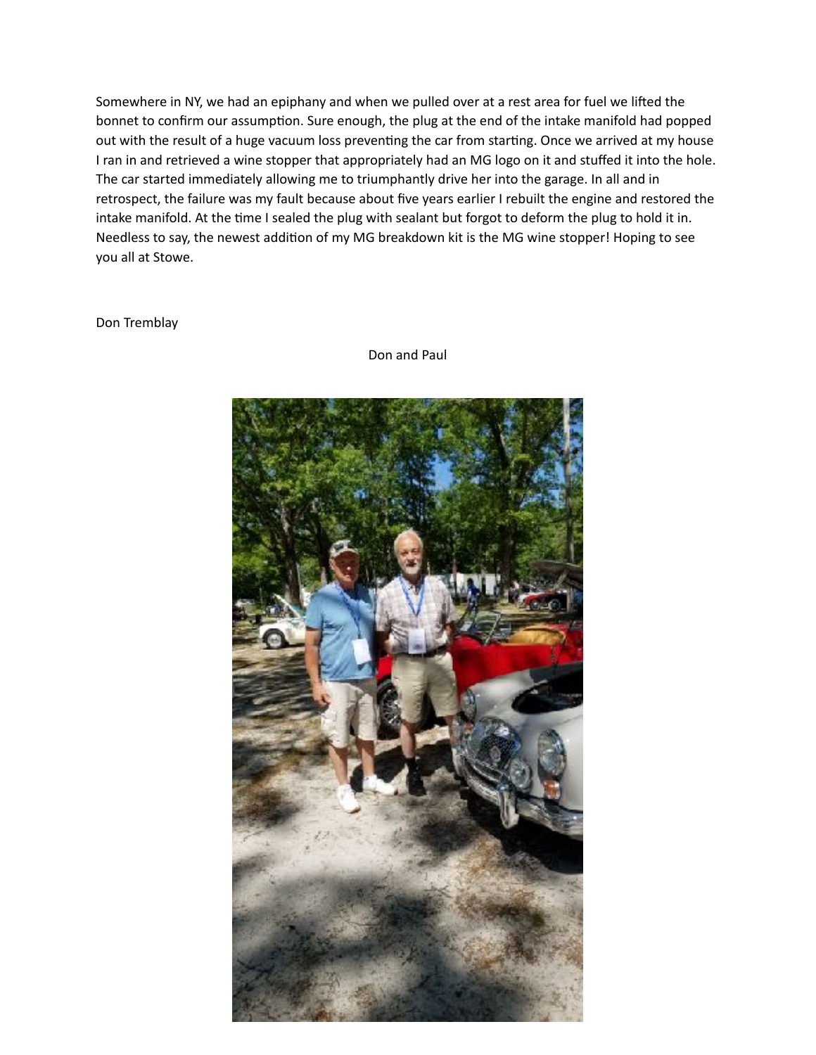Somewhere in NY, we had an epiphany and when we pulled over at a rest area for fuel we lifted the bonnet to confirm our assumption. Sure enough, the plug at the end of the intake manifold had popped out with the result of a huge vacuum loss preventing the car from starting. Once we arrived at my house I ran in and retrieved a wine stopper that appropriately had an MG logo on it and stuffed it into the hole. The car started immediately allowing me to triumphantly drive her into the garage. In all and in retrospect, the failure was my fault because about five years earlier I rebuilt the engine and restored the intake manifold. At the time I sealed the plug with sealant but forgot to deform the plug to hold it in. Needless to say, the newest addition of my MG breakdown kit is the MG wine stopper! Hoping to see you all at Stowe.

Don Tremblay

Don and Paul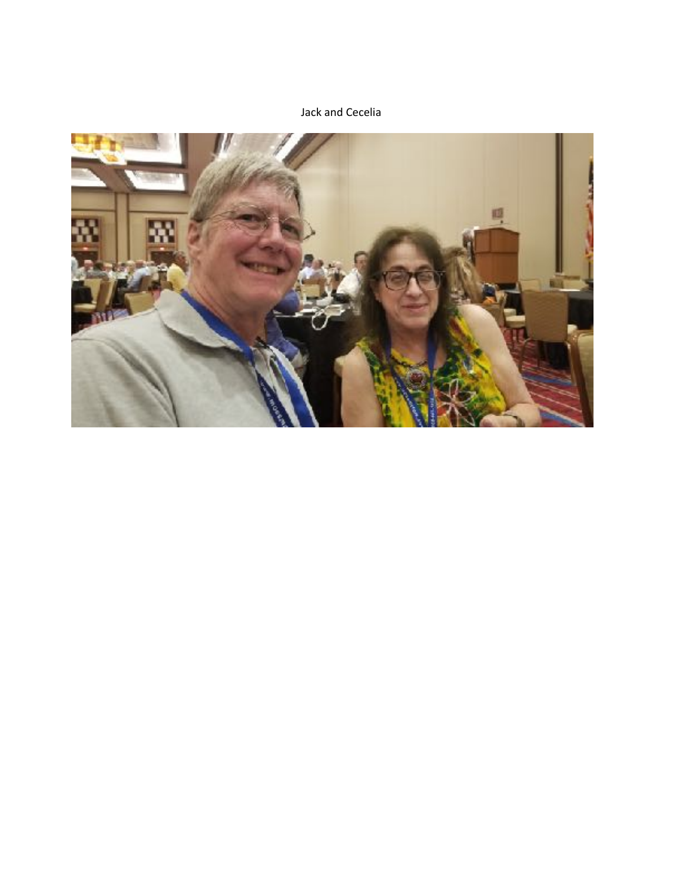Jack and Cecelia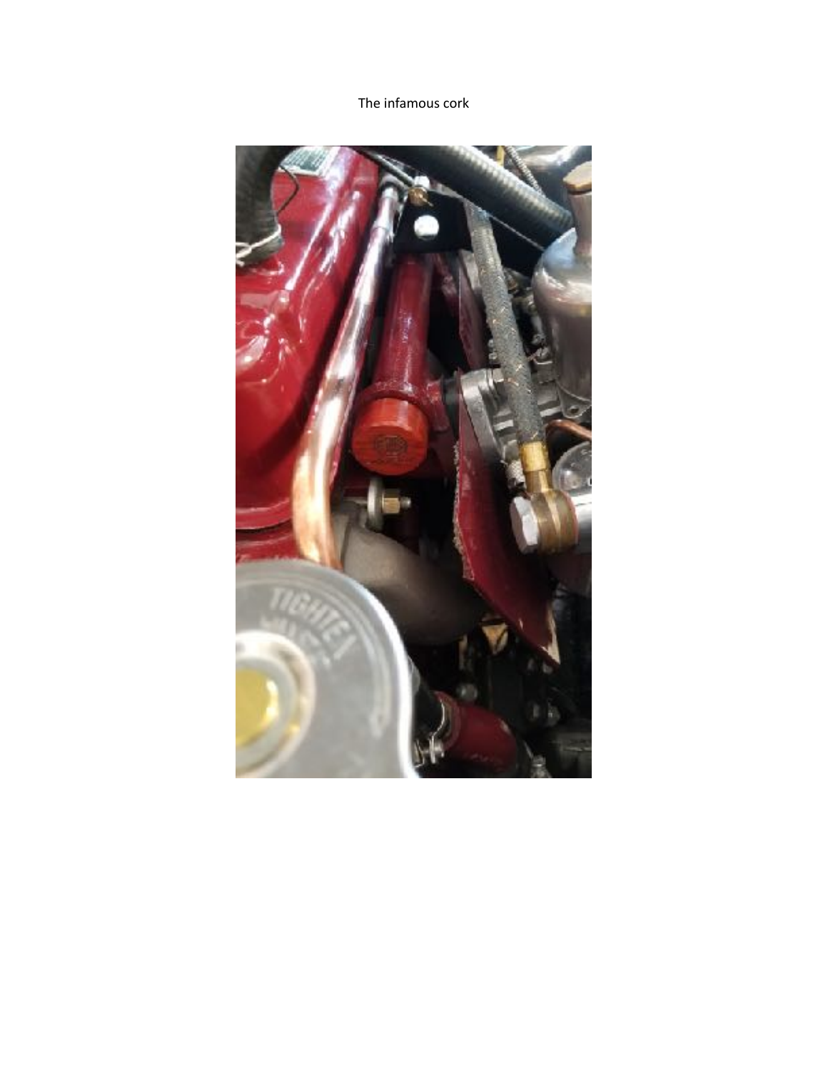The infamous cork